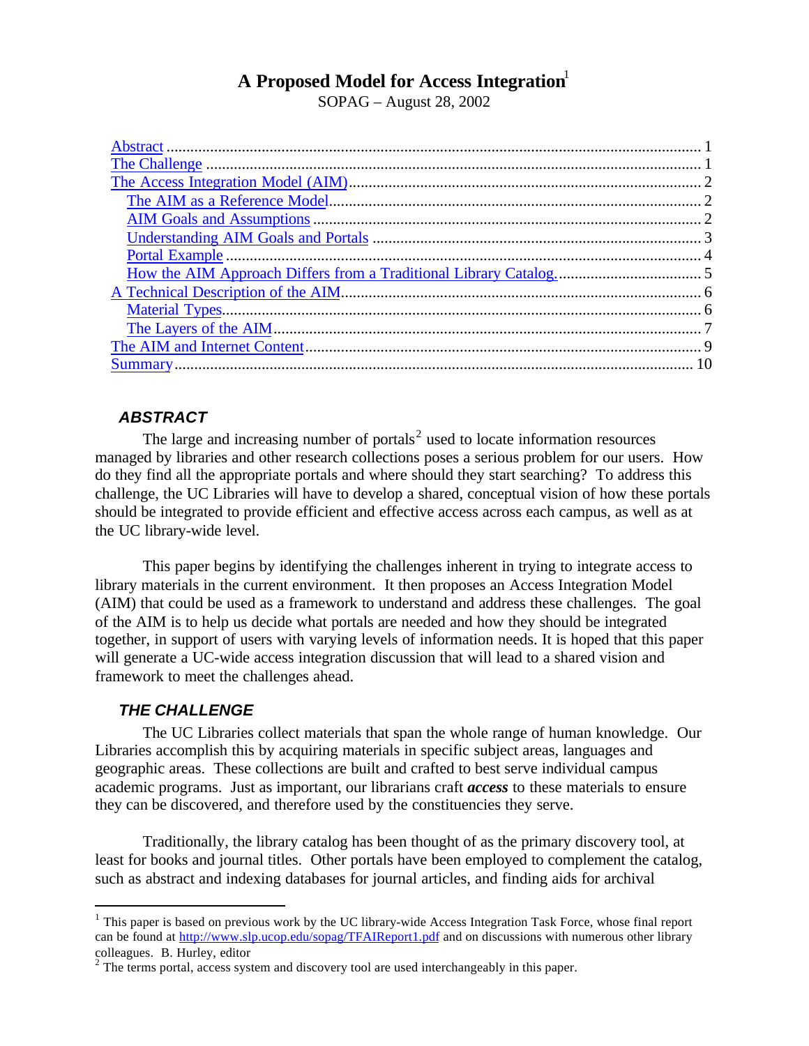# A Proposed Model for Access Integration[1]

SOPAG – August 28, 2002

- Abstract ........ 1
- The Challenge ........ 1
- The Access Integration Model (AIM) ........ 2
  - The AIM as a Reference Model ........ 2
  - AIM Goals and Assumptions ........ 2
  - Understanding AIM Goals and Portals ........ 3
  - Portal Example ........ 4
  - How the AIM Approach Differs from a Traditional Library Catalog. ........ 5
- A Technical Description of the AIM ........ 6
  - Material Types ........ 6
  - The Layers of the AIM ........ 7
- The AIM and Internet Content ........ 9
- Summary ........ 10

## *ABSTRACT*

The large and increasing number of portals[2] used to locate information resources managed by libraries and other research collections poses a serious problem for our users. How do they find all the appropriate portals and where should they start searching? To address this challenge, the UC Libraries will have to develop a shared, conceptual vision of how these portals should be integrated to provide efficient and effective access across each campus, as well as at the UC library-wide level.

This paper begins by identifying the challenges inherent in trying to integrate access to library materials in the current environment. It then proposes an Access Integration Model (AIM) that could be used as a framework to understand and address these challenges. The goal of the AIM is to help us decide what portals are needed and how they should be integrated together, in support of users with varying levels of information needs. It is hoped that this paper will generate a UC-wide access integration discussion that will lead to a shared vision and framework to meet the challenges ahead.

## *THE CHALLENGE*

The UC Libraries collect materials that span the whole range of human knowledge. Our Libraries accomplish this by acquiring materials in specific subject areas, languages and geographic areas. These collections are built and crafted to best serve individual campus academic programs. Just as important, our librarians craft ***access*** to these materials to ensure they can be discovered, and therefore used by the constituencies they serve.

Traditionally, the library catalog has been thought of as the primary discovery tool, at least for books and journal titles. Other portals have been employed to complement the catalog, such as abstract and indexing databases for journal articles, and finding aids for archival

---

[1] This paper is based on previous work by the UC library-wide Access Integration Task Force, whose final report can be found at http://www.slp.ucop.edu/sopag/TFAIReport1.pdf and on discussions with numerous other library colleagues. B. Hurley, editor

[2] The terms portal, access system and discovery tool are used interchangeably in this paper.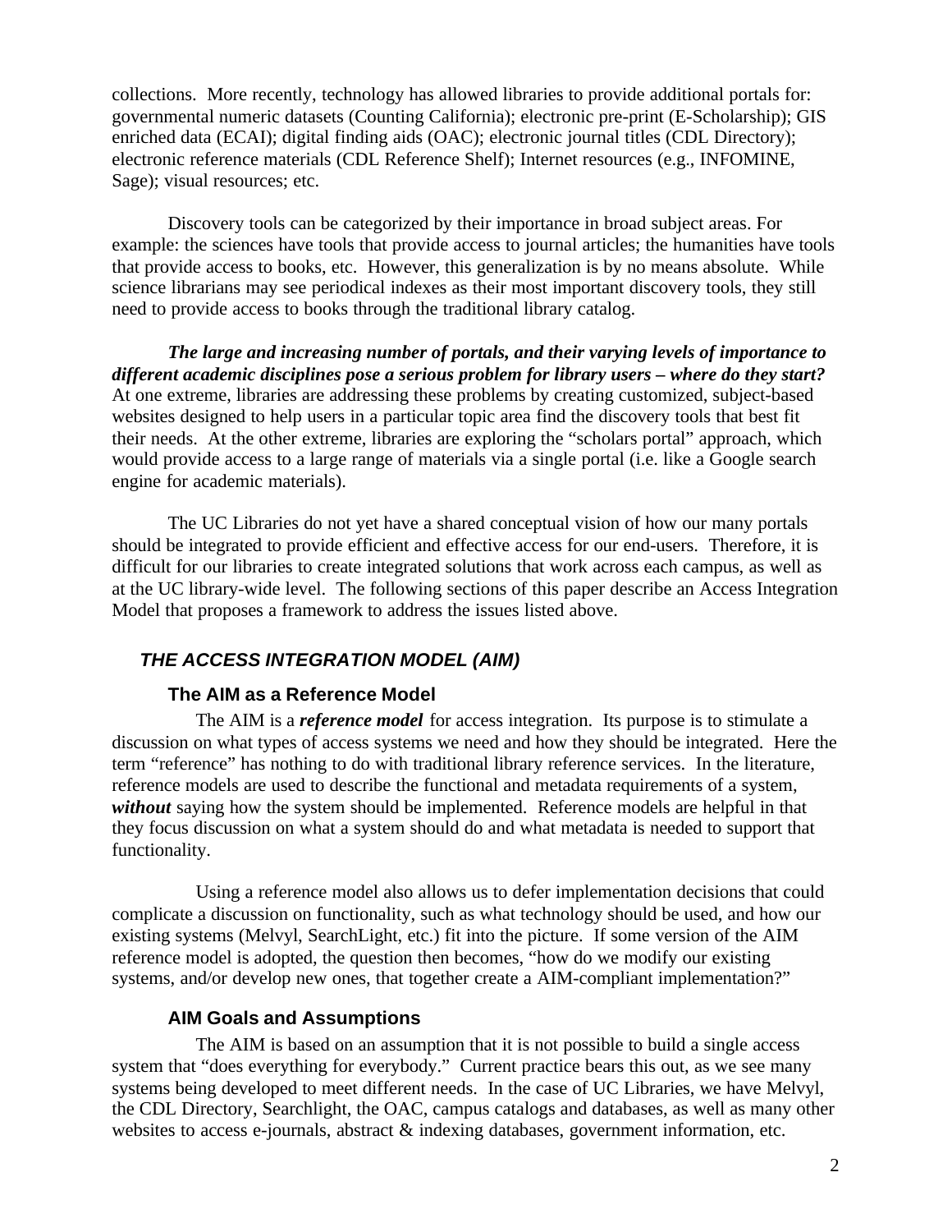collections. More recently, technology has allowed libraries to provide additional portals for: governmental numeric datasets (Counting California); electronic pre-print (E-Scholarship); GIS enriched data (ECAI); digital finding aids (OAC); electronic journal titles (CDL Directory); electronic reference materials (CDL Reference Shelf); Internet resources (e.g., INFOMINE, Sage); visual resources; etc.

Discovery tools can be categorized by their importance in broad subject areas. For example: the sciences have tools that provide access to journal articles; the humanities have tools that provide access to books, etc. However, this generalization is by no means absolute. While science librarians may see periodical indexes as their most important discovery tools, they still need to provide access to books through the traditional library catalog.

***The large and increasing number of portals, and their varying levels of importance to different academic disciplines pose a serious problem for library users – where do they start?*** At one extreme, libraries are addressing these problems by creating customized, subject-based websites designed to help users in a particular topic area find the discovery tools that best fit their needs. At the other extreme, libraries are exploring the "scholars portal" approach, which would provide access to a large range of materials via a single portal (i.e. like a Google search engine for academic materials).

The UC Libraries do not yet have a shared conceptual vision of how our many portals should be integrated to provide efficient and effective access for our end-users. Therefore, it is difficult for our libraries to create integrated solutions that work across each campus, as well as at the UC library-wide level. The following sections of this paper describe an Access Integration Model that proposes a framework to address the issues listed above.

## *THE ACCESS INTEGRATION MODEL (AIM)*

### The AIM as a Reference Model

The AIM is a ***reference model*** for access integration. Its purpose is to stimulate a discussion on what types of access systems we need and how they should be integrated. Here the term "reference" has nothing to do with traditional library reference services. In the literature, reference models are used to describe the functional and metadata requirements of a system, ***without*** saying how the system should be implemented. Reference models are helpful in that they focus discussion on what a system should do and what metadata is needed to support that functionality.

Using a reference model also allows us to defer implementation decisions that could complicate a discussion on functionality, such as what technology should be used, and how our existing systems (Melvyl, SearchLight, etc.) fit into the picture. If some version of the AIM reference model is adopted, the question then becomes, "how do we modify our existing systems, and/or develop new ones, that together create a AIM-compliant implementation?"

### AIM Goals and Assumptions

The AIM is based on an assumption that it is not possible to build a single access system that "does everything for everybody." Current practice bears this out, as we see many systems being developed to meet different needs. In the case of UC Libraries, we have Melvyl, the CDL Directory, Searchlight, the OAC, campus catalogs and databases, as well as many other websites to access e-journals, abstract & indexing databases, government information, etc.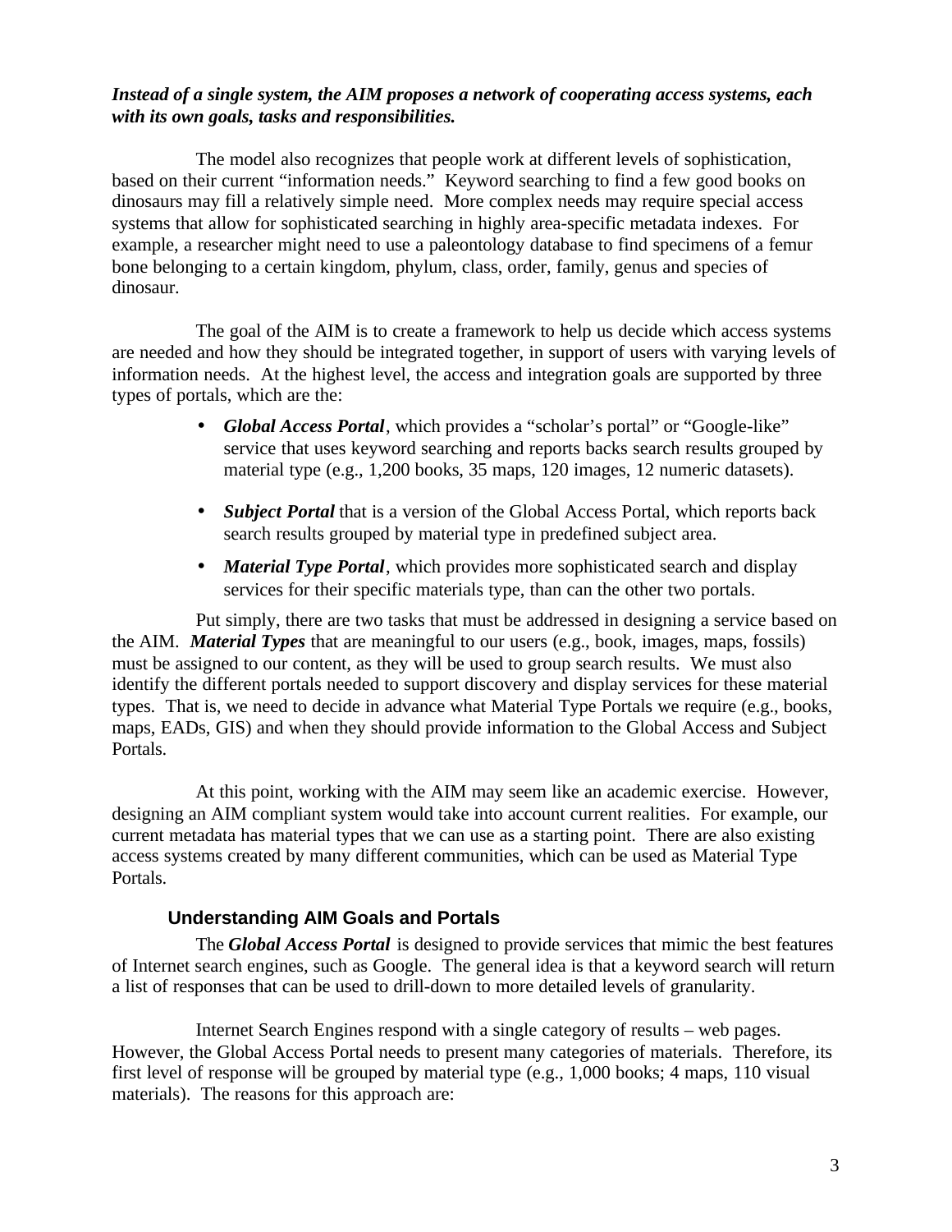***Instead of a single system, the AIM proposes a network of cooperating access systems, each with its own goals, tasks and responsibilities.***

The model also recognizes that people work at different levels of sophistication, based on their current "information needs." Keyword searching to find a few good books on dinosaurs may fill a relatively simple need. More complex needs may require special access systems that allow for sophisticated searching in highly area-specific metadata indexes. For example, a researcher might need to use a paleontology database to find specimens of a femur bone belonging to a certain kingdom, phylum, class, order, family, genus and species of dinosaur.

The goal of the AIM is to create a framework to help us decide which access systems are needed and how they should be integrated together, in support of users with varying levels of information needs. At the highest level, the access and integration goals are supported by three types of portals, which are the:

- ***Global Access Portal***, which provides a "scholar's portal" or "Google-like" service that uses keyword searching and reports backs search results grouped by material type (e.g., 1,200 books, 35 maps, 120 images, 12 numeric datasets).
- ***Subject Portal*** that is a version of the Global Access Portal, which reports back search results grouped by material type in predefined subject area.
- ***Material Type Portal***, which provides more sophisticated search and display services for their specific materials type, than can the other two portals.

Put simply, there are two tasks that must be addressed in designing a service based on the AIM. ***Material Types*** that are meaningful to our users (e.g., book, images, maps, fossils) must be assigned to our content, as they will be used to group search results. We must also identify the different portals needed to support discovery and display services for these material types. That is, we need to decide in advance what Material Type Portals we require (e.g., books, maps, EADs, GIS) and when they should provide information to the Global Access and Subject Portals.

At this point, working with the AIM may seem like an academic exercise. However, designing an AIM compliant system would take into account current realities. For example, our current metadata has material types that we can use as a starting point. There are also existing access systems created by many different communities, which can be used as Material Type Portals.

### Understanding AIM Goals and Portals

The ***Global Access Portal*** is designed to provide services that mimic the best features of Internet search engines, such as Google. The general idea is that a keyword search will return a list of responses that can be used to drill-down to more detailed levels of granularity.

Internet Search Engines respond with a single category of results – web pages. However, the Global Access Portal needs to present many categories of materials. Therefore, its first level of response will be grouped by material type (e.g., 1,000 books; 4 maps, 110 visual materials). The reasons for this approach are: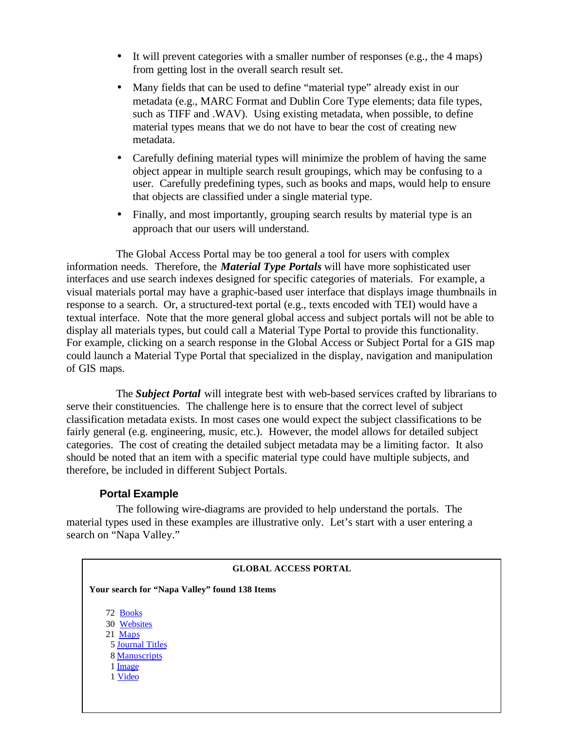- It will prevent categories with a smaller number of responses (e.g., the 4 maps) from getting lost in the overall search result set.
- Many fields that can be used to define "material type" already exist in our metadata (e.g., MARC Format and Dublin Core Type elements; data file types, such as TIFF and .WAV). Using existing metadata, when possible, to define material types means that we do not have to bear the cost of creating new metadata.
- Carefully defining material types will minimize the problem of having the same object appear in multiple search result groupings, which may be confusing to a user. Carefully predefining types, such as books and maps, would help to ensure that objects are classified under a single material type.
- Finally, and most importantly, grouping search results by material type is an approach that our users will understand.

The Global Access Portal may be too general a tool for users with complex information needs. Therefore, the ***Material Type Portals*** will have more sophisticated user interfaces and use search indexes designed for specific categories of materials. For example, a visual materials portal may have a graphic-based user interface that displays image thumbnails in response to a search. Or, a structured-text portal (e.g., texts encoded with TEI) would have a textual interface. Note that the more general global access and subject portals will not be able to display all materials types, but could call a Material Type Portal to provide this functionality. For example, clicking on a search response in the Global Access or Subject Portal for a GIS map could launch a Material Type Portal that specialized in the display, navigation and manipulation of GIS maps.

The ***Subject Portal*** will integrate best with web-based services crafted by librarians to serve their constituencies. The challenge here is to ensure that the correct level of subject classification metadata exists. In most cases one would expect the subject classifications to be fairly general (e.g. engineering, music, etc.). However, the model allows for detailed subject categories. The cost of creating the detailed subject metadata may be a limiting factor. It also should be noted that an item with a specific material type could have multiple subjects, and therefore, be included in different Subject Portals.

### Portal Example

The following wire-diagrams are provided to help understand the portals. The material types used in these examples are illustrative only. Let's start with a user entering a search on "Napa Valley."

**GLOBAL ACCESS PORTAL**

**Your search for "Napa Valley" found 138 Items**

72 Books
30 Websites
21 Maps
5 Journal Titles
8 Manuscripts
1 Image
1 Video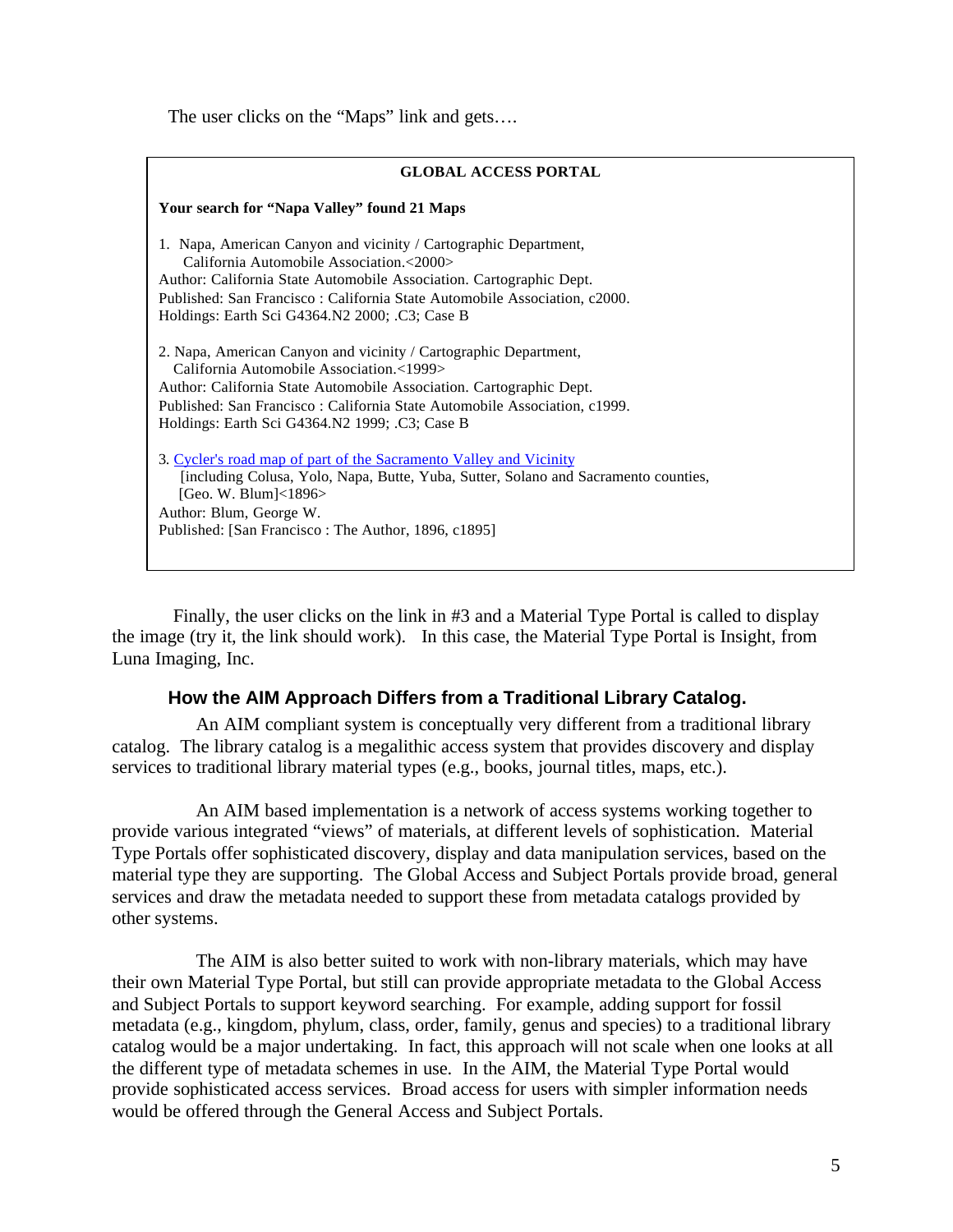The user clicks on the "Maps" link and gets….

> **GLOBAL ACCESS PORTAL**
>
> **Your search for "Napa Valley" found 21 Maps**
>
> 1. Napa, American Canyon and vicinity / Cartographic Department, California Automobile Association.<2000>
> Author: California State Automobile Association. Cartographic Dept.
> Published: San Francisco : California State Automobile Association, c2000.
> Holdings: Earth Sci G4364.N2 2000; .C3; Case B
>
> 2. Napa, American Canyon and vicinity / Cartographic Department, California Automobile Association.<1999>
> Author: California State Automobile Association. Cartographic Dept.
> Published: San Francisco : California State Automobile Association, c1999.
> Holdings: Earth Sci G4364.N2 1999; .C3; Case B
>
> 3. Cycler's road map of part of the Sacramento Valley and Vicinity [including Colusa, Yolo, Napa, Butte, Yuba, Sutter, Solano and Sacramento counties, [Geo. W. Blum]<1896>
> Author: Blum, George W.
> Published: [San Francisco : The Author, 1896, c1895]

Finally, the user clicks on the link in #3 and a Material Type Portal is called to display the image (try it, the link should work). In this case, the Material Type Portal is Insight, from Luna Imaging, Inc.

## How the AIM Approach Differs from a Traditional Library Catalog.

An AIM compliant system is conceptually very different from a traditional library catalog. The library catalog is a megalithic access system that provides discovery and display services to traditional library material types (e.g., books, journal titles, maps, etc.).

An AIM based implementation is a network of access systems working together to provide various integrated "views" of materials, at different levels of sophistication. Material Type Portals offer sophisticated discovery, display and data manipulation services, based on the material type they are supporting. The Global Access and Subject Portals provide broad, general services and draw the metadata needed to support these from metadata catalogs provided by other systems.

The AIM is also better suited to work with non-library materials, which may have their own Material Type Portal, but still can provide appropriate metadata to the Global Access and Subject Portals to support keyword searching. For example, adding support for fossil metadata (e.g., kingdom, phylum, class, order, family, genus and species) to a traditional library catalog would be a major undertaking. In fact, this approach will not scale when one looks at all the different type of metadata schemes in use. In the AIM, the Material Type Portal would provide sophisticated access services. Broad access for users with simpler information needs would be offered through the General Access and Subject Portals.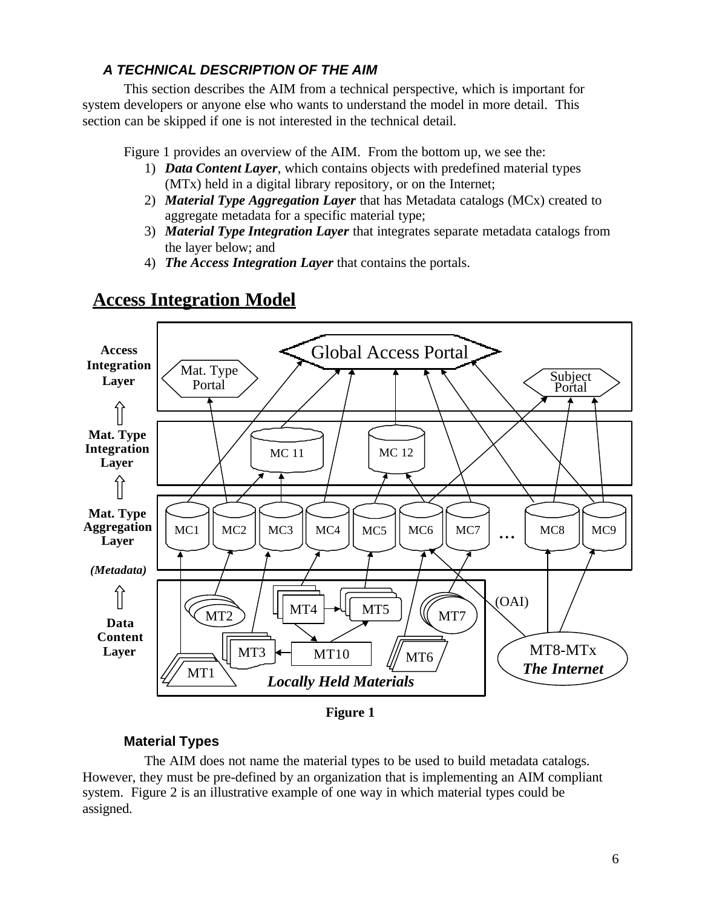### *A TECHNICAL DESCRIPTION OF THE AIM*

This section describes the AIM from a technical perspective, which is important for system developers or anyone else who wants to understand the model in more detail. This section can be skipped if one is not interested in the technical detail.

Figure 1 provides an overview of the AIM. From the bottom up, we see the:

1) ***Data Content Layer***, which contains objects with predefined material types (MTx) held in a digital library repository, or on the Internet;
2) ***Material Type Aggregation Layer*** that has Metadata catalogs (MCx) created to aggregate metadata for a specific material type;
3) ***Material Type Integration Layer*** that integrates separate metadata catalogs from the layer below; and
4) ***The Access Integration Layer*** that contains the portals.

**Access Integration Model**

Access Integration Layer: Global Access Portal, Mat. Type Portal, Subject Portal

Mat. Type Integration Layer: MC 11, MC 12

Mat. Type Aggregation Layer (Metadata): MC1, MC2, MC3, MC4, MC5, MC6, MC7, ..., MC8, MC9

Data Content Layer: MT1, MT2, MT3, MT4, MT5, MT6, MT7, MT10 (*Locally Held Materials*); MT8-MTx *The Internet* (OAI)

**Figure 1**

#### Material Types

The AIM does not name the material types to be used to build metadata catalogs. However, they must be pre-defined by an organization that is implementing an AIM compliant system. Figure 2 is an illustrative example of one way in which material types could be assigned.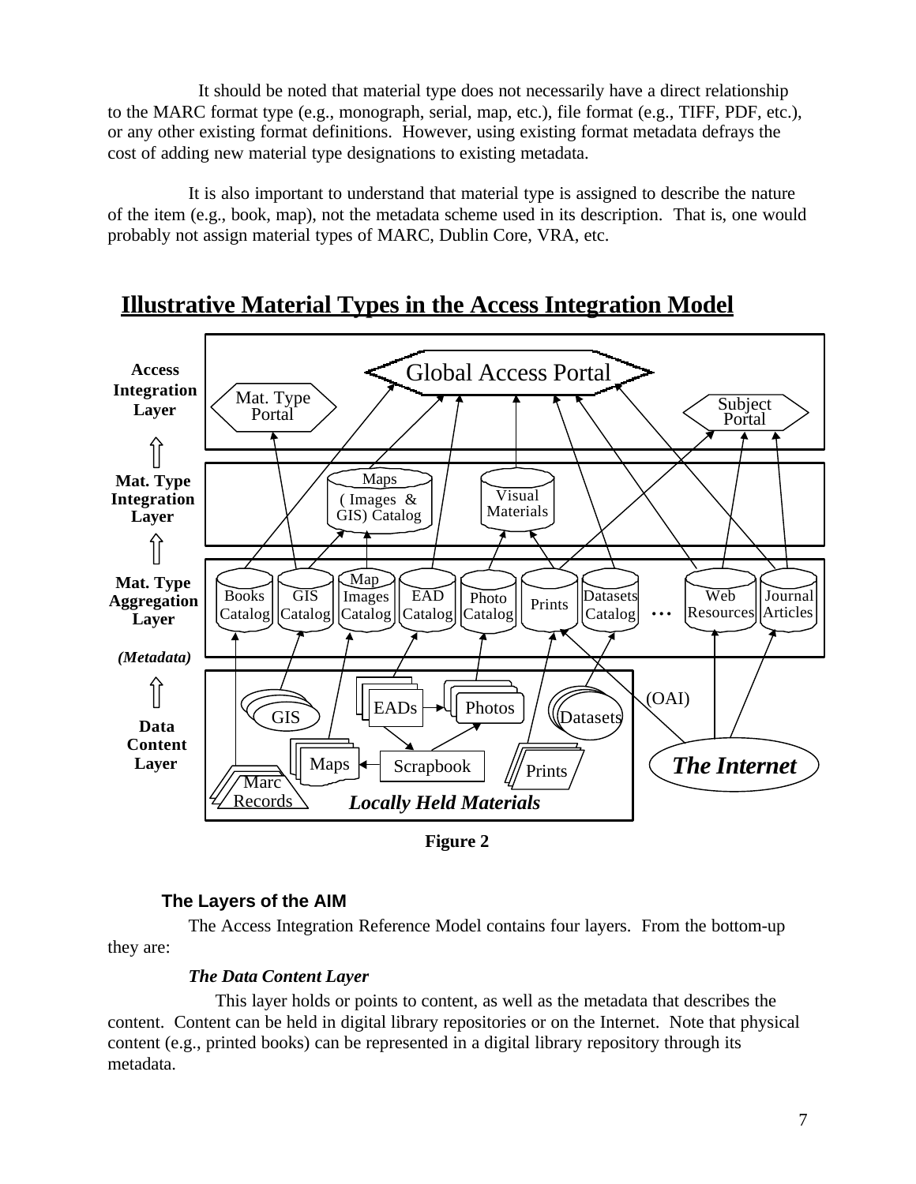It should be noted that material type does not necessarily have a direct relationship to the MARC format type (e.g., monograph, serial, map, etc.), file format (e.g., TIFF, PDF, etc.), or any other existing format definitions. However, using existing format metadata defrays the cost of adding new material type designations to existing metadata.

It is also important to understand that material type is assigned to describe the nature of the item (e.g., book, map), not the metadata scheme used in its description. That is, one would probably not assign material types of MARC, Dublin Core, VRA, etc.

## Illustrative Material Types in the Access Integration Model

**Figure 2**

### The Layers of the AIM

The Access Integration Reference Model contains four layers. From the bottom-up they are:

***The Data Content Layer***

This layer holds or points to content, as well as the metadata that describes the content. Content can be held in digital library repositories or on the Internet. Note that physical content (e.g., printed books) can be represented in a digital library repository through its metadata.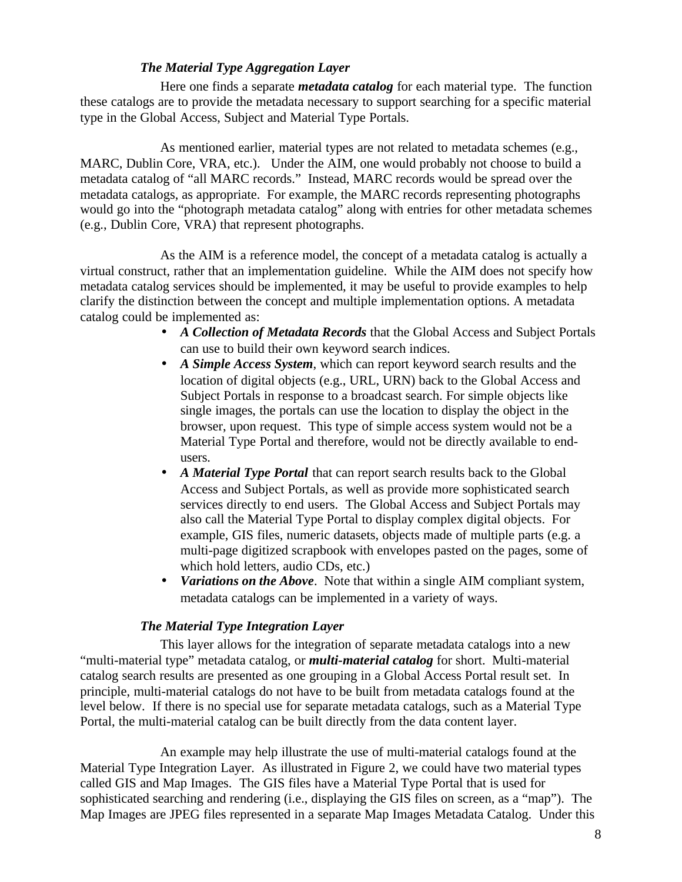### *The Material Type Aggregation Layer*

Here one finds a separate ***metadata catalog*** for each material type. The function these catalogs are to provide the metadata necessary to support searching for a specific material type in the Global Access, Subject and Material Type Portals.

As mentioned earlier, material types are not related to metadata schemes (e.g., MARC, Dublin Core, VRA, etc.). Under the AIM, one would probably not choose to build a metadata catalog of "all MARC records." Instead, MARC records would be spread over the metadata catalogs, as appropriate. For example, the MARC records representing photographs would go into the "photograph metadata catalog" along with entries for other metadata schemes (e.g., Dublin Core, VRA) that represent photographs.

As the AIM is a reference model, the concept of a metadata catalog is actually a virtual construct, rather that an implementation guideline. While the AIM does not specify how metadata catalog services should be implemented, it may be useful to provide examples to help clarify the distinction between the concept and multiple implementation options. A metadata catalog could be implemented as:

- ***A Collection of Metadata Records*** that the Global Access and Subject Portals can use to build their own keyword search indices.
- ***A Simple Access System***, which can report keyword search results and the location of digital objects (e.g., URL, URN) back to the Global Access and Subject Portals in response to a broadcast search. For simple objects like single images, the portals can use the location to display the object in the browser, upon request. This type of simple access system would not be a Material Type Portal and therefore, would not be directly available to end-users.
- ***A Material Type Portal*** that can report search results back to the Global Access and Subject Portals, as well as provide more sophisticated search services directly to end users. The Global Access and Subject Portals may also call the Material Type Portal to display complex digital objects. For example, GIS files, numeric datasets, objects made of multiple parts (e.g. a multi-page digitized scrapbook with envelopes pasted on the pages, some of which hold letters, audio CDs, etc.)
- ***Variations on the Above***. Note that within a single AIM compliant system, metadata catalogs can be implemented in a variety of ways.

### *The Material Type Integration Layer*

This layer allows for the integration of separate metadata catalogs into a new "multi-material type" metadata catalog, or ***multi-material catalog*** for short. Multi-material catalog search results are presented as one grouping in a Global Access Portal result set. In principle, multi-material catalogs do not have to be built from metadata catalogs found at the level below. If there is no special use for separate metadata catalogs, such as a Material Type Portal, the multi-material catalog can be built directly from the data content layer.

An example may help illustrate the use of multi-material catalogs found at the Material Type Integration Layer. As illustrated in Figure 2, we could have two material types called GIS and Map Images. The GIS files have a Material Type Portal that is used for sophisticated searching and rendering (i.e., displaying the GIS files on screen, as a "map"). The Map Images are JPEG files represented in a separate Map Images Metadata Catalog. Under this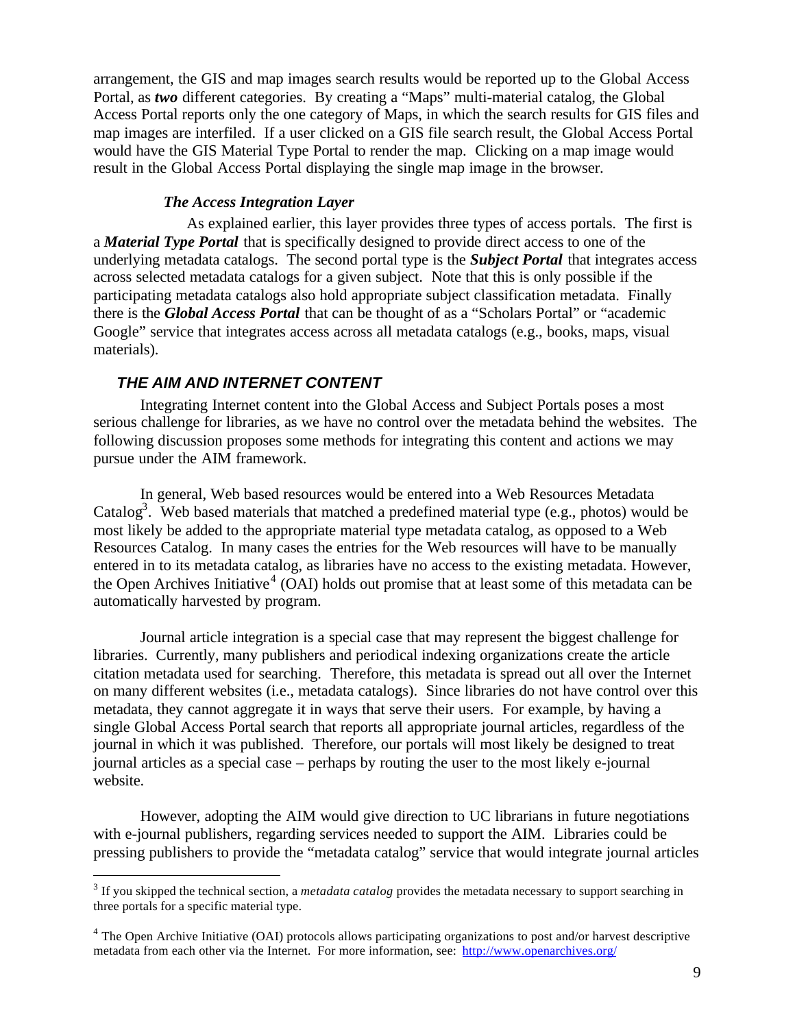arrangement, the GIS and map images search results would be reported up to the Global Access Portal, as ***two*** different categories. By creating a "Maps" multi-material catalog, the Global Access Portal reports only the one category of Maps, in which the search results for GIS files and map images are interfiled. If a user clicked on a GIS file search result, the Global Access Portal would have the GIS Material Type Portal to render the map. Clicking on a map image would result in the Global Access Portal displaying the single map image in the browser.

#### *The Access Integration Layer*

As explained earlier, this layer provides three types of access portals. The first is a ***Material Type Portal*** that is specifically designed to provide direct access to one of the underlying metadata catalogs. The second portal type is the ***Subject Portal*** that integrates access across selected metadata catalogs for a given subject. Note that this is only possible if the participating metadata catalogs also hold appropriate subject classification metadata. Finally there is the ***Global Access Portal*** that can be thought of as a "Scholars Portal" or "academic Google" service that integrates access across all metadata catalogs (e.g., books, maps, visual materials).

### *THE AIM AND INTERNET CONTENT*

Integrating Internet content into the Global Access and Subject Portals poses a most serious challenge for libraries, as we have no control over the metadata behind the websites. The following discussion proposes some methods for integrating this content and actions we may pursue under the AIM framework.

In general, Web based resources would be entered into a Web Resources Metadata Catalog[3]. Web based materials that matched a predefined material type (e.g., photos) would be most likely be added to the appropriate material type metadata catalog, as opposed to a Web Resources Catalog. In many cases the entries for the Web resources will have to be manually entered in to its metadata catalog, as libraries have no access to the existing metadata. However, the Open Archives Initiative[4] (OAI) holds out promise that at least some of this metadata can be automatically harvested by program.

Journal article integration is a special case that may represent the biggest challenge for libraries. Currently, many publishers and periodical indexing organizations create the article citation metadata used for searching. Therefore, this metadata is spread out all over the Internet on many different websites (i.e., metadata catalogs). Since libraries do not have control over this metadata, they cannot aggregate it in ways that serve their users. For example, by having a single Global Access Portal search that reports all appropriate journal articles, regardless of the journal in which it was published. Therefore, our portals will most likely be designed to treat journal articles as a special case – perhaps by routing the user to the most likely e-journal website.

However, adopting the AIM would give direction to UC librarians in future negotiations with e-journal publishers, regarding services needed to support the AIM. Libraries could be pressing publishers to provide the "metadata catalog" service that would integrate journal articles

---

[3] If you skipped the technical section, a *metadata catalog* provides the metadata necessary to support searching in three portals for a specific material type.

[4] The Open Archive Initiative (OAI) protocols allows participating organizations to post and/or harvest descriptive metadata from each other via the Internet. For more information, see: http://www.openarchives.org/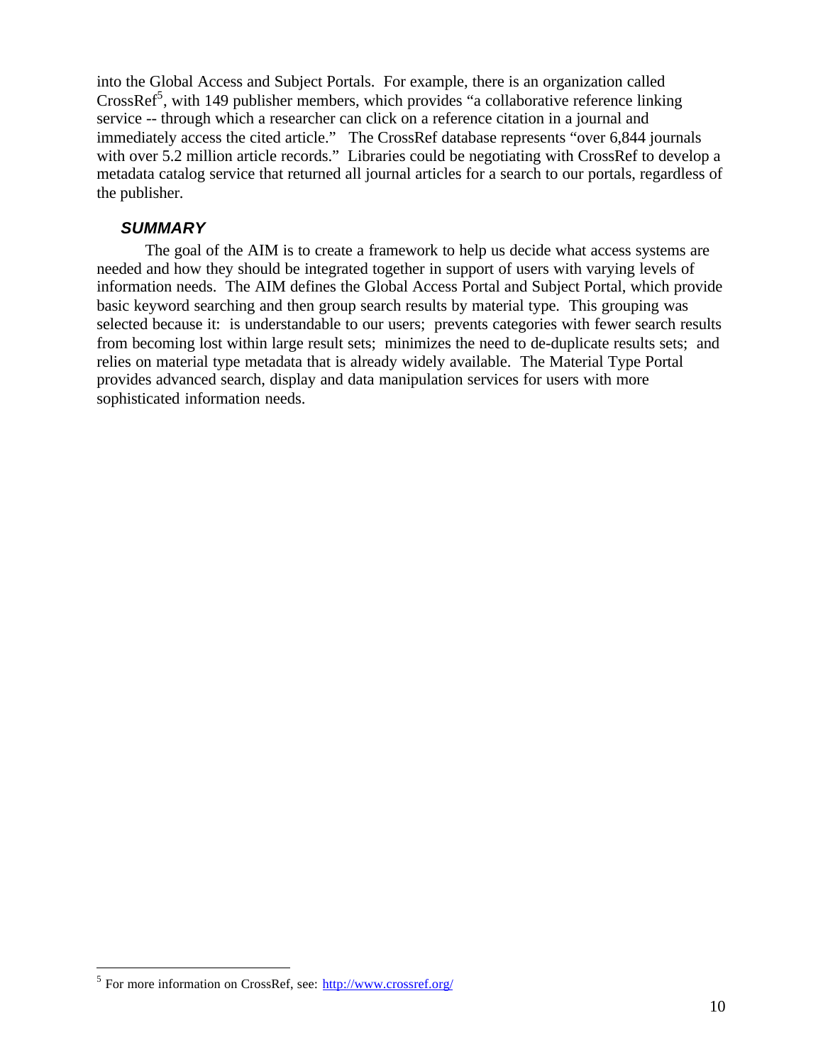into the Global Access and Subject Portals. For example, there is an organization called CrossRef[5], with 149 publisher members, which provides "a collaborative reference linking service -- through which a researcher can click on a reference citation in a journal and immediately access the cited article." The CrossRef database represents "over 6,844 journals with over 5.2 million article records." Libraries could be negotiating with CrossRef to develop a metadata catalog service that returned all journal articles for a search to our portals, regardless of the publisher.

## *SUMMARY*

The goal of the AIM is to create a framework to help us decide what access systems are needed and how they should be integrated together in support of users with varying levels of information needs. The AIM defines the Global Access Portal and Subject Portal, which provide basic keyword searching and then group search results by material type. This grouping was selected because it: is understandable to our users; prevents categories with fewer search results from becoming lost within large result sets; minimizes the need to de-duplicate results sets; and relies on material type metadata that is already widely available. The Material Type Portal provides advanced search, display and data manipulation services for users with more sophisticated information needs.

---

[5] For more information on CrossRef, see: http://www.crossref.org/